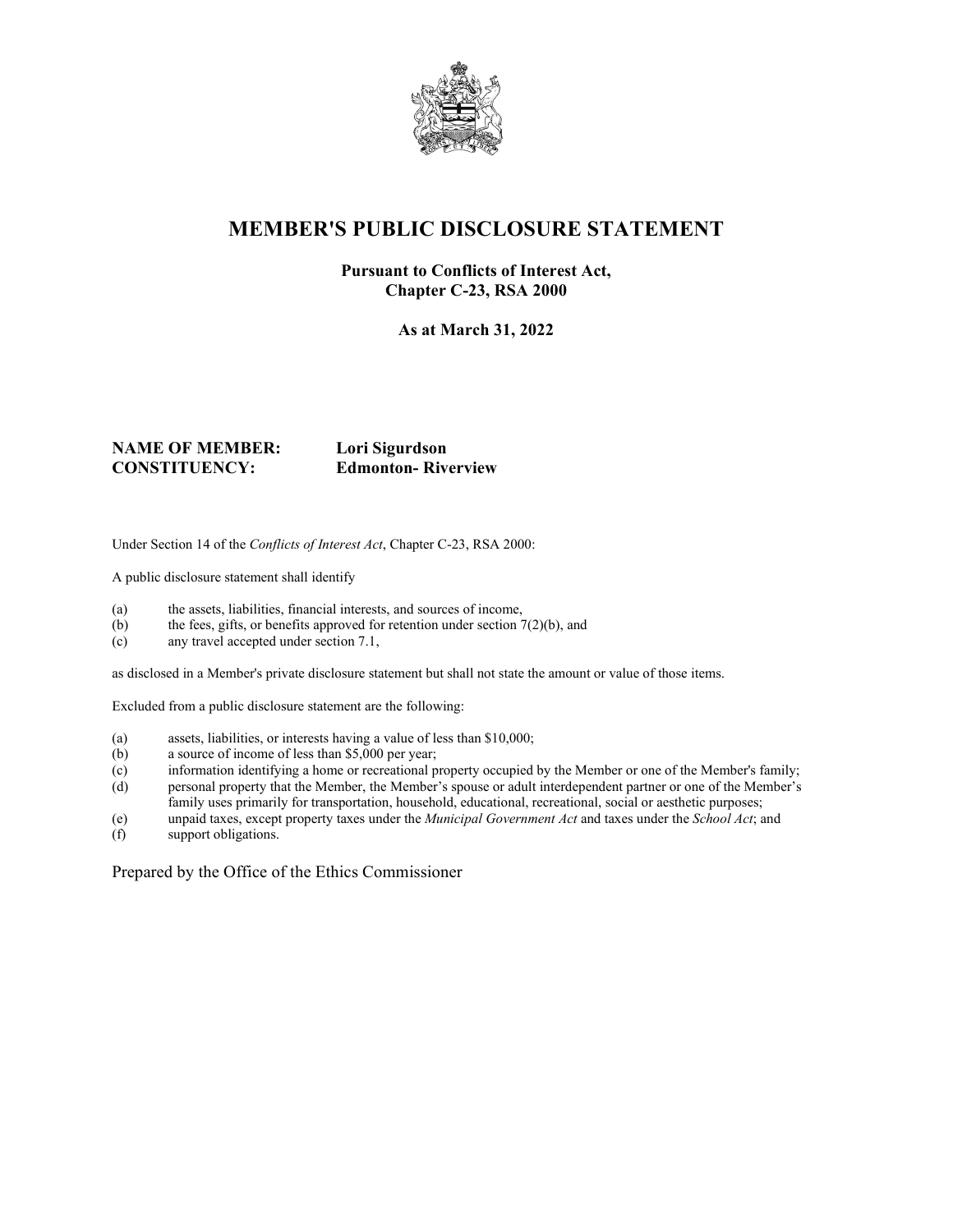# MEMBER'S PUBLIC DISCLOSURE STATEMENT

**Pursuant to Conflicts of Interest Act, Chapter C-23, RSA 2000**

**As at March 31, 2022**

**NAME OF MEMBER:** **Lori Sigurdson**
**CONSTITUENCY:** **Edmonton- Riverview**

Under Section 14 of the *Conflicts of Interest Act*, Chapter C-23, RSA 2000:

A public disclosure statement shall identify

(a) the assets, liabilities, financial interests, and sources of income,
(b) the fees, gifts, or benefits approved for retention under section 7(2)(b), and
(c) any travel accepted under section 7.1,

as disclosed in a Member's private disclosure statement but shall not state the amount or value of those items.

Excluded from a public disclosure statement are the following:

(a) assets, liabilities, or interests having a value of less than $10,000;
(b) a source of income of less than $5,000 per year;
(c) information identifying a home or recreational property occupied by the Member or one of the Member's family;
(d) personal property that the Member, the Member's spouse or adult interdependent partner or one of the Member's family uses primarily for transportation, household, educational, recreational, social or aesthetic purposes;
(e) unpaid taxes, except property taxes under the *Municipal Government Act* and taxes under the *School Act*; and
(f) support obligations.

Prepared by the Office of the Ethics Commissioner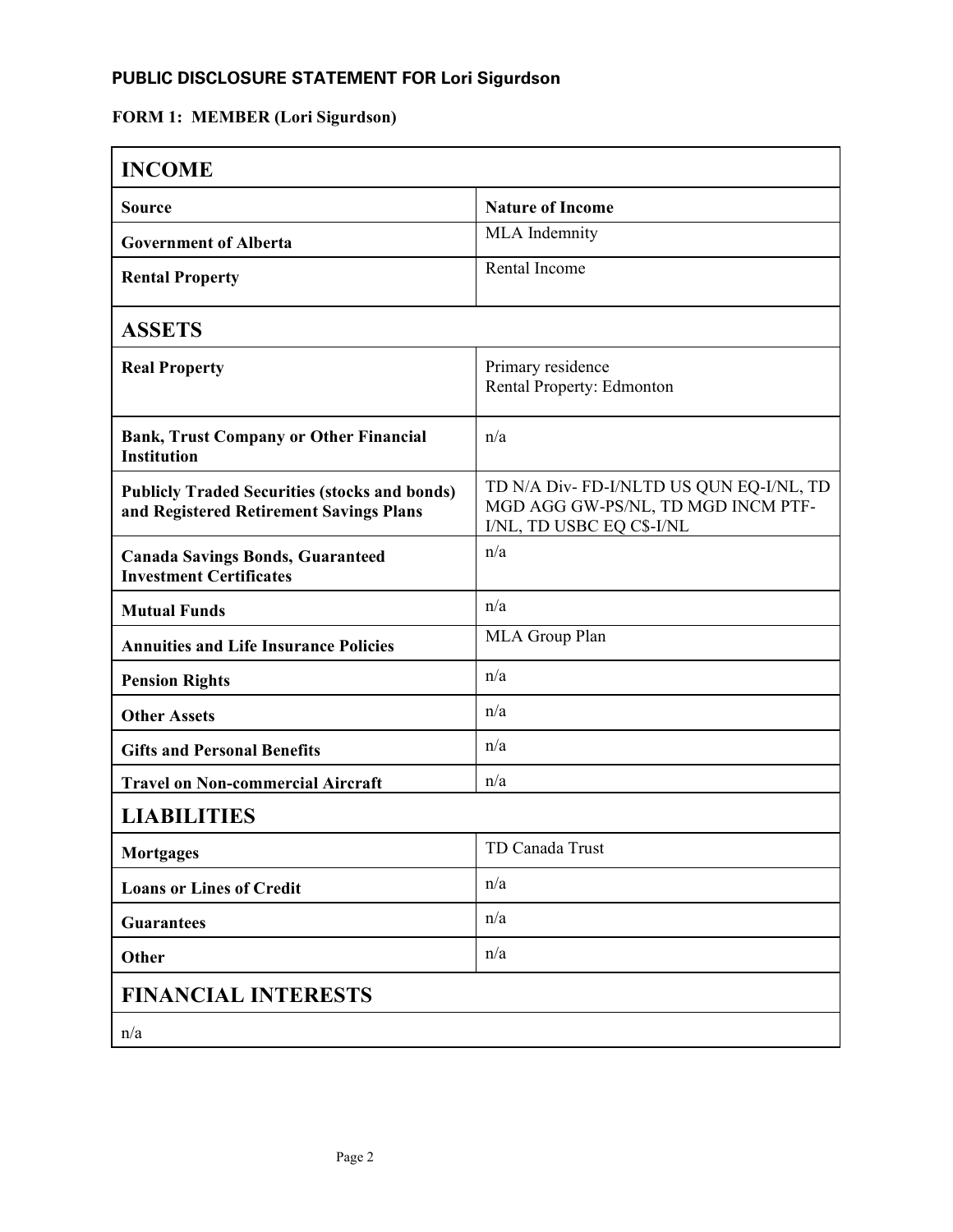## PUBLIC DISCLOSURE STATEMENT FOR Lori Sigurdson

### FORM 1: MEMBER (Lori Sigurdson)

| INCOME | |
|---|---|
| **Source** | **Nature of Income** |
| **Government of Alberta** | MLA Indemnity |
| **Rental Property** | Rental Income |
| **ASSETS** | |
| **Real Property** | Primary residence<br>Rental Property: Edmonton |
| **Bank, Trust Company or Other Financial Institution** | n/a |
| **Publicly Traded Securities (stocks and bonds) and Registered Retirement Savings Plans** | TD N/A Div- FD-I/NLTD US QUN EQ-I/NL, TD MGD AGG GW-PS/NL, TD MGD INCM PTF-I/NL, TD USBC EQ C$-I/NL |
| **Canada Savings Bonds, Guaranteed Investment Certificates** | n/a |
| **Mutual Funds** | n/a |
| **Annuities and Life Insurance Policies** | MLA Group Plan |
| **Pension Rights** | n/a |
| **Other Assets** | n/a |
| **Gifts and Personal Benefits** | n/a |
| **Travel on Non-commercial Aircraft** | n/a |
| **LIABILITIES** | |
| **Mortgages** | TD Canada Trust |
| **Loans or Lines of Credit** | n/a |
| **Guarantees** | n/a |
| **Other** | n/a |
| **FINANCIAL INTERESTS** | |
| n/a | |